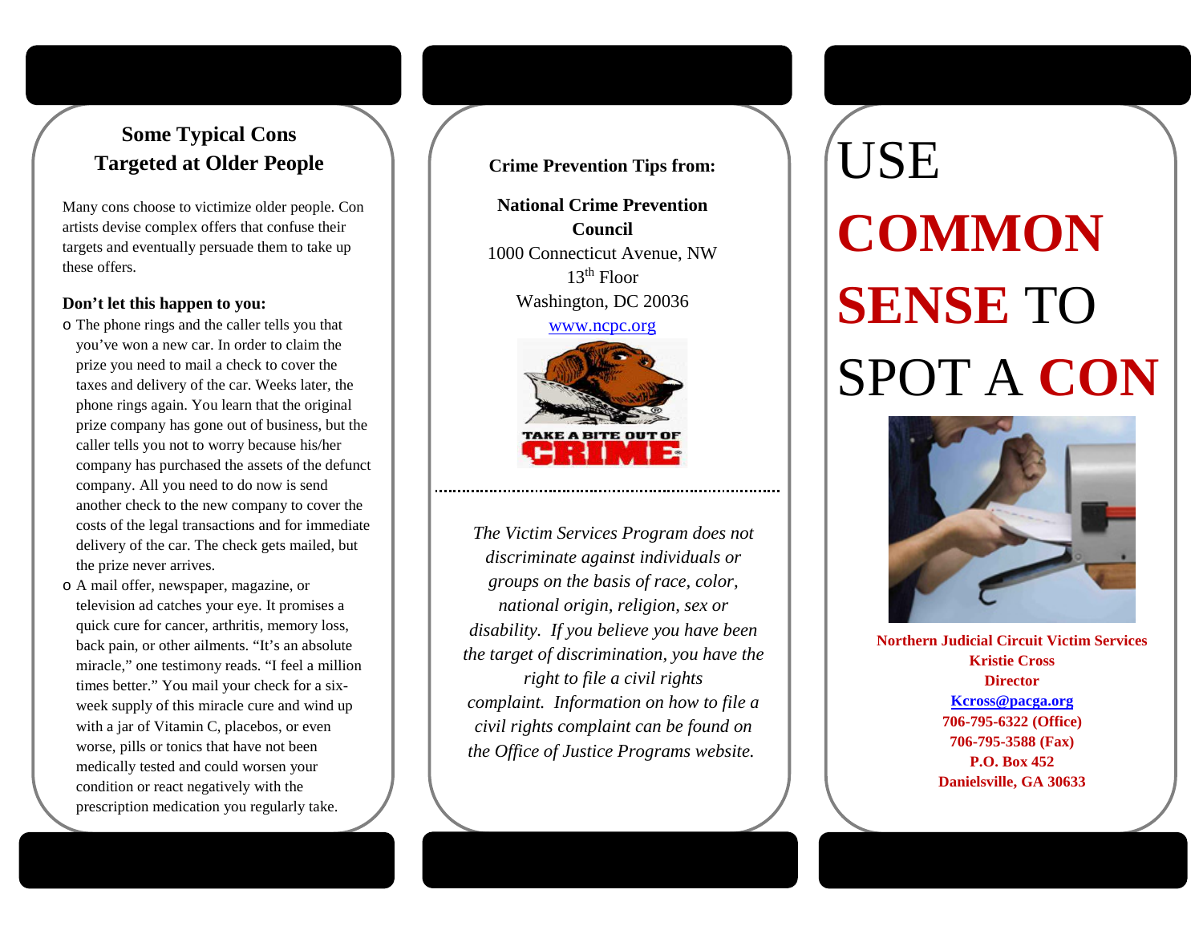## Some Typical Cons Targeted at Older People

Many cons choose to victimize older people. Con artists devise complex offers that confuse their targets and eventually persuade them to take up these offers.

**Don't let this happen to you:**

- The phone rings and the caller tells you that you've won a new car. In order to claim the prize you need to mail a check to cover the taxes and delivery of the car. Weeks later, the phone rings again. You learn that the original prize company has gone out of business, but the caller tells you not to worry because his/her company has purchased the assets of the defunct company. All you need to do now is send another check to the new company to cover the costs of the legal transactions and for immediate delivery of the car. The check gets mailed, but the prize never arrives.
- A mail offer, newspaper, magazine, or television ad catches your eye. It promises a quick cure for cancer, arthritis, memory loss, back pain, or other ailments. "It's an absolute miracle," one testimony reads. "I feel a million times better." You mail your check for a six-week supply of this miracle cure and wind up with a jar of Vitamin C, placebos, or even worse, pills or tonics that have not been medically tested and could worsen your condition or react negatively with the prescription medication you regularly take.

**Crime Prevention Tips from:**

**National Crime Prevention Council**
1000 Connecticut Avenue, NW
13th Floor
Washington, DC 20036
www.ncpc.org

TAKE A BITE OUT OF CRIME

*The Victim Services Program does not discriminate against individuals or groups on the basis of race, color, national origin, religion, sex or disability. If you believe you have been the target of discrimination, you have the right to file a civil rights complaint. Information on how to file a civil rights complaint can be found on the Office of Justice Programs website.*

# USE **COMMON SENSE** TO SPOT A **CON**

**Northern Judicial Circuit Victim Services**
**Kristie Cross**
**Director**
**Kcross@pacga.org**
**706-795-6322 (Office)**
**706-795-3588 (Fax)**
**P.O. Box 452**
**Danielsville, GA 30633**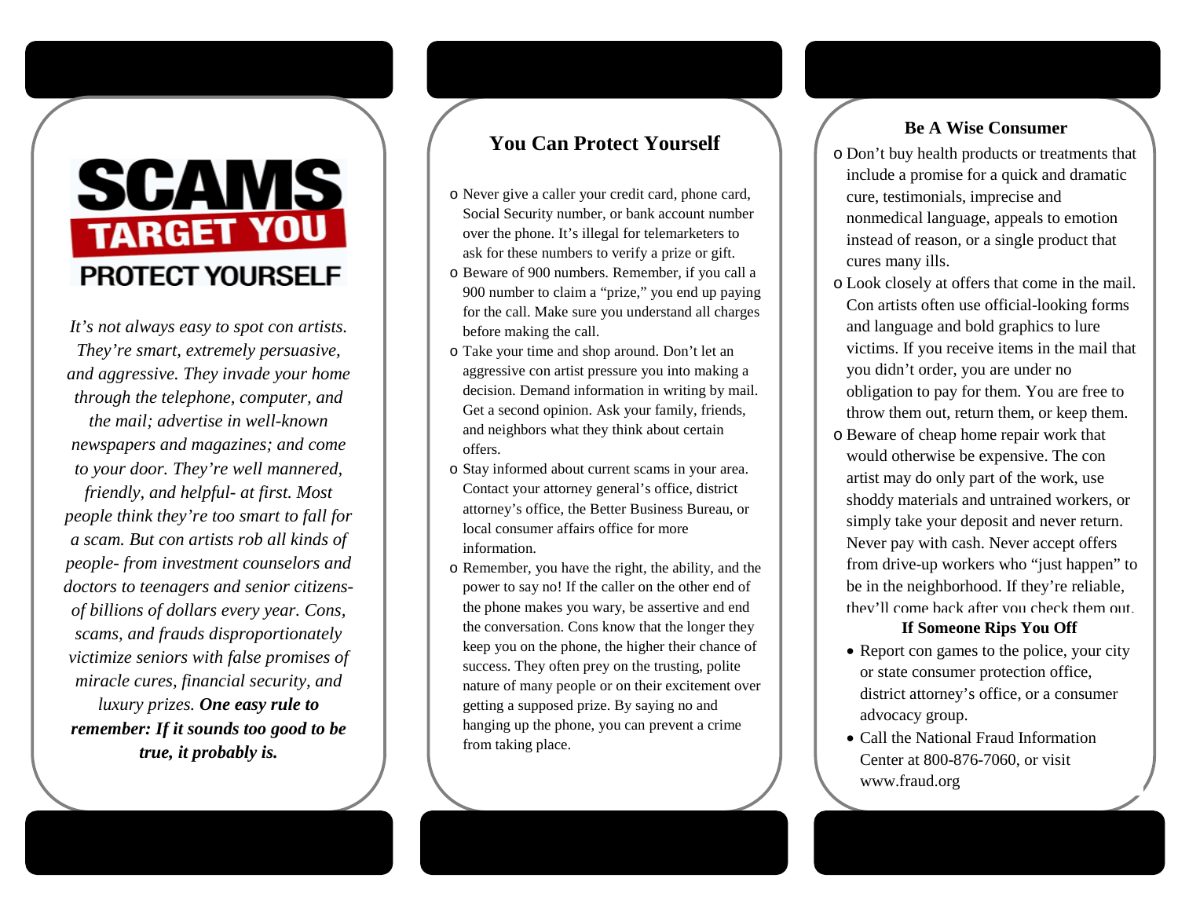# SCAMS TARGET YOU

## PROTECT YOURSELF

*It's not always easy to spot con artists. They're smart, extremely persuasive, and aggressive. They invade your home through the telephone, computer, and the mail; advertise in well-known newspapers and magazines; and come to your door. They're well mannered, friendly, and helpful- at first. Most people think they're too smart to fall for a scam. But con artists rob all kinds of people- from investment counselors and doctors to teenagers and senior citizens- of billions of dollars every year. Cons, scams, and frauds disproportionately victimize seniors with false promises of miracle cures, financial security, and luxury prizes.* ***One easy rule to remember: If it sounds too good to be true, it probably is.***

## You Can Protect Yourself

- Never give a caller your credit card, phone card, Social Security number, or bank account number over the phone. It's illegal for telemarketers to ask for these numbers to verify a prize or gift.
- Beware of 900 numbers. Remember, if you call a 900 number to claim a "prize," you end up paying for the call. Make sure you understand all charges before making the call.
- Take your time and shop around. Don't let an aggressive con artist pressure you into making a decision. Demand information in writing by mail. Get a second opinion. Ask your family, friends, and neighbors what they think about certain offers.
- Stay informed about current scams in your area. Contact your attorney general's office, district attorney's office, the Better Business Bureau, or local consumer affairs office for more information.
- Remember, you have the right, the ability, and the power to say no! If the caller on the other end of the phone makes you wary, be assertive and end the conversation. Cons know that the longer they keep you on the phone, the higher their chance of success. They often prey on the trusting, polite nature of many people or on their excitement over getting a supposed prize. By saying no and hanging up the phone, you can prevent a crime from taking place.

## Be A Wise Consumer

- Don't buy health products or treatments that include a promise for a quick and dramatic cure, testimonials, imprecise and nonmedical language, appeals to emotion instead of reason, or a single product that cures many ills.
- Look closely at offers that come in the mail. Con artists often use official-looking forms and language and bold graphics to lure victims. If you receive items in the mail that you didn't order, you are under no obligation to pay for them. You are free to throw them out, return them, or keep them.
- Beware of cheap home repair work that would otherwise be expensive. The con artist may do only part of the work, use shoddy materials and untrained workers, or simply take your deposit and never return. Never pay with cash. Never accept offers from drive-up workers who "just happen" to be in the neighborhood. If they're reliable, they'll come back after you check them out.

## If Someone Rips You Off

- Report con games to the police, your city or state consumer protection office, district attorney's office, or a consumer advocacy group.
- Call the National Fraud Information Center at 800-876-7060, or visit www.fraud.org